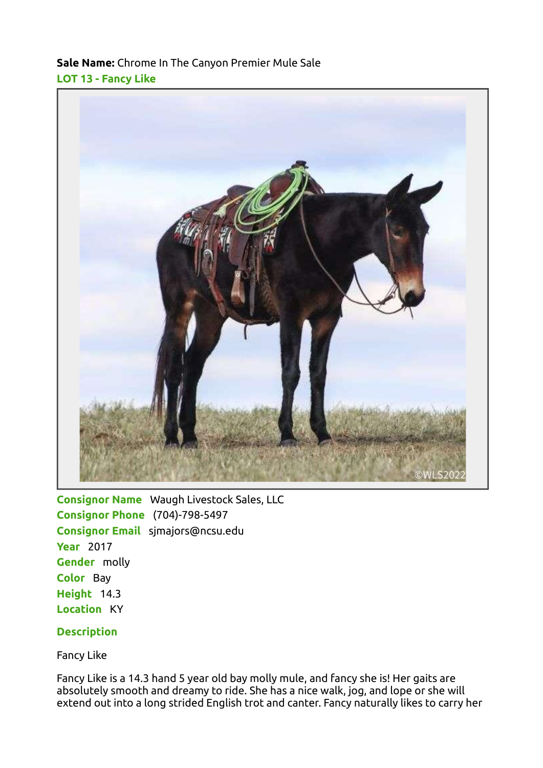**Sale Name:** Chrome In The Canyon Premier Mule Sale

## LOT 13 - Fancy Like

**Consignor Name** Waugh Livestock Sales, LLC
**Consignor Phone** (704)-798-5497
**Consignor Email** sjmajors@ncsu.edu
**Year** 2017
**Gender** molly
**Color** Bay
**Height** 14.3
**Location** KY

### Description

Fancy Like

Fancy Like is a 14.3 hand 5 year old bay molly mule, and fancy she is! Her gaits are absolutely smooth and dreamy to ride. She has a nice walk, jog, and lope or she will extend out into a long strided English trot and canter. Fancy naturally likes to carry her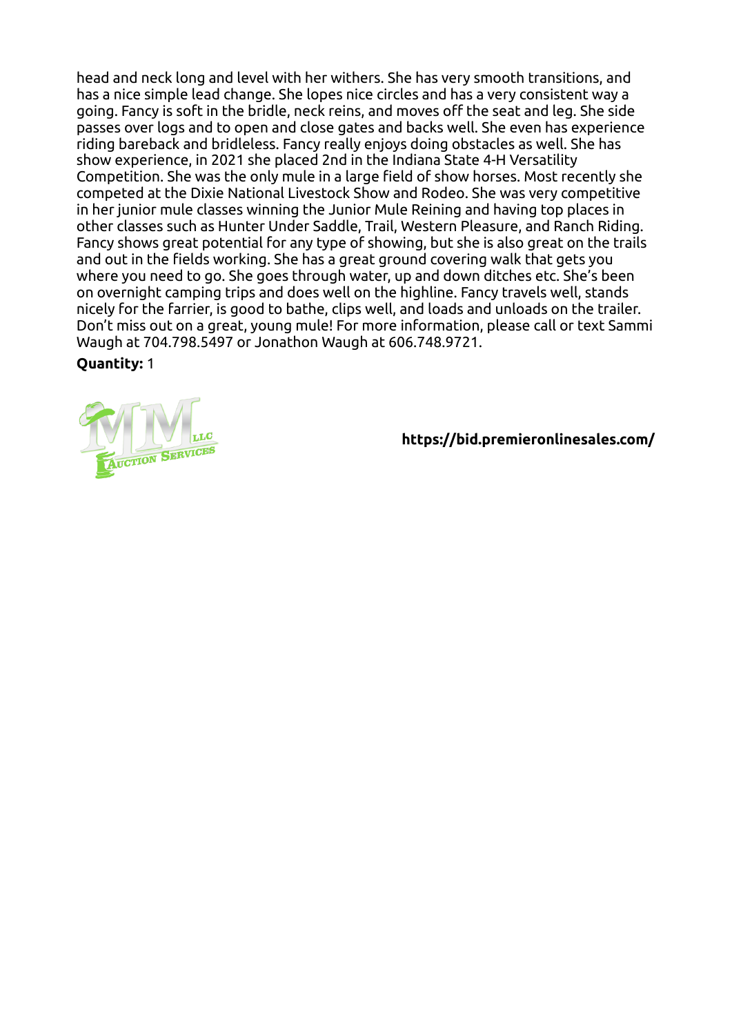head and neck long and level with her withers. She has very smooth transitions, and has a nice simple lead change. She lopes nice circles and has a very consistent way a going. Fancy is soft in the bridle, neck reins, and moves off the seat and leg. She side passes over logs and to open and close gates and backs well. She even has experience riding bareback and bridleless. Fancy really enjoys doing obstacles as well. She has show experience, in 2021 she placed 2nd in the Indiana State 4-H Versatility Competition. She was the only mule in a large field of show horses. Most recently she competed at the Dixie National Livestock Show and Rodeo. She was very competitive in her junior mule classes winning the Junior Mule Reining and having top places in other classes such as Hunter Under Saddle, Trail, Western Pleasure, and Ranch Riding. Fancy shows great potential for any type of showing, but she is also great on the trails and out in the fields working. She has a great ground covering walk that gets you where you need to go. She goes through water, up and down ditches etc. She's been on overnight camping trips and does well on the highline. Fancy travels well, stands nicely for the farrier, is good to bathe, clips well, and loads and unloads on the trailer. Don't miss out on a great, young mule! For more information, please call or text Sammi Waugh at 704.798.5497 or Jonathon Waugh at 606.748.9721.

**Quantity:** 1

MM LLC Auction Services

**https://bid.premieronlinesales.com/**